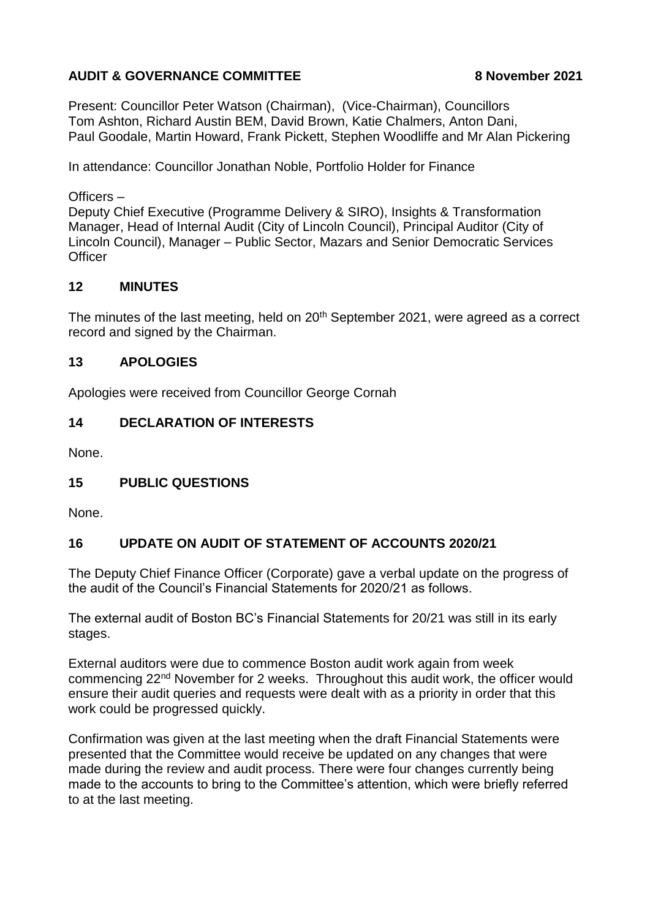**AUDIT & GOVERNANCE COMMITTEE** **8 November 2021**

Present: Councillor Peter Watson (Chairman), (Vice-Chairman), Councillors Tom Ashton, Richard Austin BEM, David Brown, Katie Chalmers, Anton Dani, Paul Goodale, Martin Howard, Frank Pickett, Stephen Woodliffe and Mr Alan Pickering

In attendance: Councillor Jonathan Noble, Portfolio Holder for Finance

Officers –
Deputy Chief Executive (Programme Delivery & SIRO), Insights & Transformation Manager, Head of Internal Audit (City of Lincoln Council), Principal Auditor (City of Lincoln Council), Manager – Public Sector, Mazars and Senior Democratic Services Officer

## 12 MINUTES

The minutes of the last meeting, held on 20th September 2021, were agreed as a correct record and signed by the Chairman.

## 13 APOLOGIES

Apologies were received from Councillor George Cornah

## 14 DECLARATION OF INTERESTS

None.

## 15 PUBLIC QUESTIONS

None.

## 16 UPDATE ON AUDIT OF STATEMENT OF ACCOUNTS 2020/21

The Deputy Chief Finance Officer (Corporate) gave a verbal update on the progress of the audit of the Council's Financial Statements for 2020/21 as follows.

The external audit of Boston BC's Financial Statements for 20/21 was still in its early stages.

External auditors were due to commence Boston audit work again from week commencing 22nd November for 2 weeks. Throughout this audit work, the officer would ensure their audit queries and requests were dealt with as a priority in order that this work could be progressed quickly.

Confirmation was given at the last meeting when the draft Financial Statements were presented that the Committee would receive be updated on any changes that were made during the review and audit process. There were four changes currently being made to the accounts to bring to the Committee's attention, which were briefly referred to at the last meeting.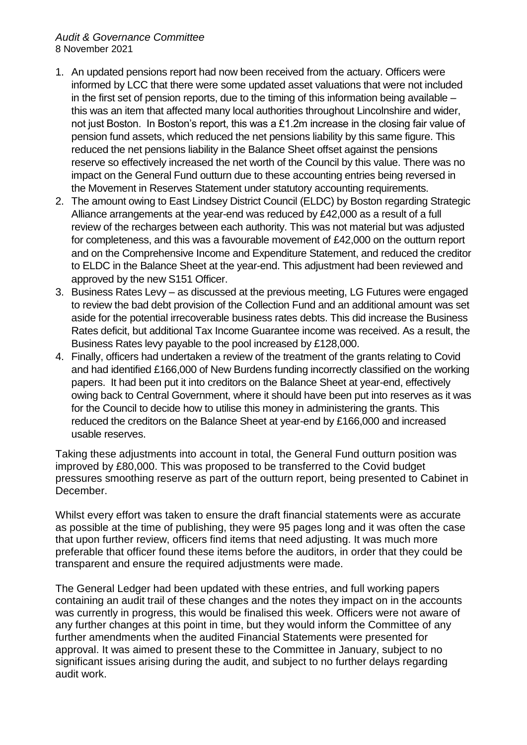1. An updated pensions report had now been received from the actuary. Officers were informed by LCC that there were some updated asset valuations that were not included in the first set of pension reports, due to the timing of this information being available – this was an item that affected many local authorities throughout Lincolnshire and wider, not just Boston. In Boston's report, this was a £1.2m increase in the closing fair value of pension fund assets, which reduced the net pensions liability by this same figure. This reduced the net pensions liability in the Balance Sheet offset against the pensions reserve so effectively increased the net worth of the Council by this value. There was no impact on the General Fund outturn due to these accounting entries being reversed in the Movement in Reserves Statement under statutory accounting requirements.
2. The amount owing to East Lindsey District Council (ELDC) by Boston regarding Strategic Alliance arrangements at the year-end was reduced by £42,000 as a result of a full review of the recharges between each authority. This was not material but was adjusted for completeness, and this was a favourable movement of £42,000 on the outturn report and on the Comprehensive Income and Expenditure Statement, and reduced the creditor to ELDC in the Balance Sheet at the year-end. This adjustment had been reviewed and approved by the new S151 Officer.
3. Business Rates Levy – as discussed at the previous meeting, LG Futures were engaged to review the bad debt provision of the Collection Fund and an additional amount was set aside for the potential irrecoverable business rates debts. This did increase the Business Rates deficit, but additional Tax Income Guarantee income was received. As a result, the Business Rates levy payable to the pool increased by £128,000.
4. Finally, officers had undertaken a review of the treatment of the grants relating to Covid and had identified £166,000 of New Burdens funding incorrectly classified on the working papers. It had been put it into creditors on the Balance Sheet at year-end, effectively owing back to Central Government, where it should have been put into reserves as it was for the Council to decide how to utilise this money in administering the grants. This reduced the creditors on the Balance Sheet at year-end by £166,000 and increased usable reserves.

Taking these adjustments into account in total, the General Fund outturn position was improved by £80,000. This was proposed to be transferred to the Covid budget pressures smoothing reserve as part of the outturn report, being presented to Cabinet in December.

Whilst every effort was taken to ensure the draft financial statements were as accurate as possible at the time of publishing, they were 95 pages long and it was often the case that upon further review, officers find items that need adjusting. It was much more preferable that officer found these items before the auditors, in order that they could be transparent and ensure the required adjustments were made.

The General Ledger had been updated with these entries, and full working papers containing an audit trail of these changes and the notes they impact on in the accounts was currently in progress, this would be finalised this week. Officers were not aware of any further changes at this point in time, but they would inform the Committee of any further amendments when the audited Financial Statements were presented for approval. It was aimed to present these to the Committee in January, subject to no significant issues arising during the audit, and subject to no further delays regarding audit work.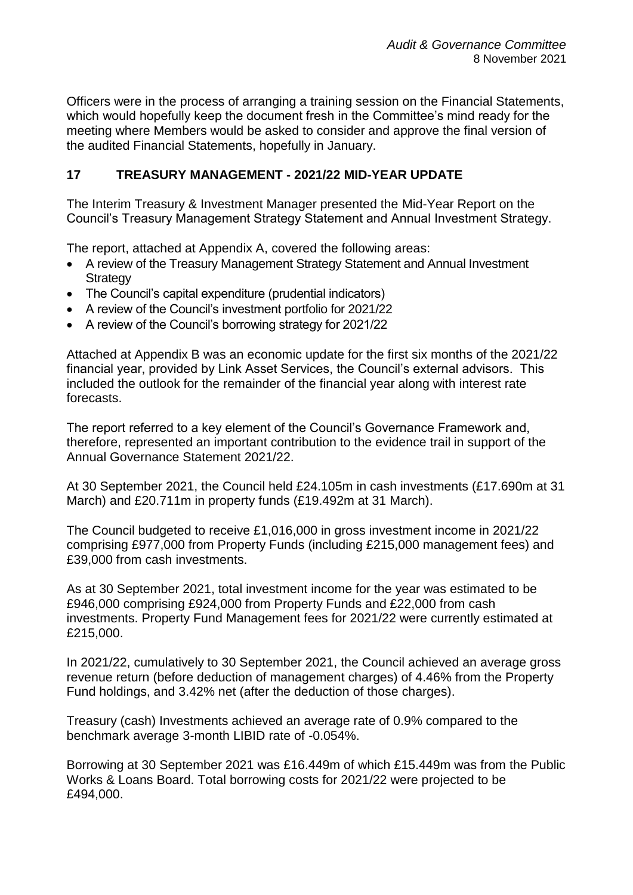Officers were in the process of arranging a training session on the Financial Statements, which would hopefully keep the document fresh in the Committee's mind ready for the meeting where Members would be asked to consider and approve the final version of the audited Financial Statements, hopefully in January.

## 17 TREASURY MANAGEMENT - 2021/22 MID-YEAR UPDATE

The Interim Treasury & Investment Manager presented the Mid-Year Report on the Council's Treasury Management Strategy Statement and Annual Investment Strategy.

The report, attached at Appendix A, covered the following areas:

- A review of the Treasury Management Strategy Statement and Annual Investment Strategy
- The Council's capital expenditure (prudential indicators)
- A review of the Council's investment portfolio for 2021/22
- A review of the Council's borrowing strategy for 2021/22

Attached at Appendix B was an economic update for the first six months of the 2021/22 financial year, provided by Link Asset Services, the Council's external advisors. This included the outlook for the remainder of the financial year along with interest rate forecasts.

The report referred to a key element of the Council's Governance Framework and, therefore, represented an important contribution to the evidence trail in support of the Annual Governance Statement 2021/22.

At 30 September 2021, the Council held £24.105m in cash investments (£17.690m at 31 March) and £20.711m in property funds (£19.492m at 31 March).

The Council budgeted to receive £1,016,000 in gross investment income in 2021/22 comprising £977,000 from Property Funds (including £215,000 management fees) and £39,000 from cash investments.

As at 30 September 2021, total investment income for the year was estimated to be £946,000 comprising £924,000 from Property Funds and £22,000 from cash investments. Property Fund Management fees for 2021/22 were currently estimated at £215,000.

In 2021/22, cumulatively to 30 September 2021, the Council achieved an average gross revenue return (before deduction of management charges) of 4.46% from the Property Fund holdings, and 3.42% net (after the deduction of those charges).

Treasury (cash) Investments achieved an average rate of 0.9% compared to the benchmark average 3-month LIBID rate of -0.054%.

Borrowing at 30 September 2021 was £16.449m of which £15.449m was from the Public Works & Loans Board. Total borrowing costs for 2021/22 were projected to be £494,000.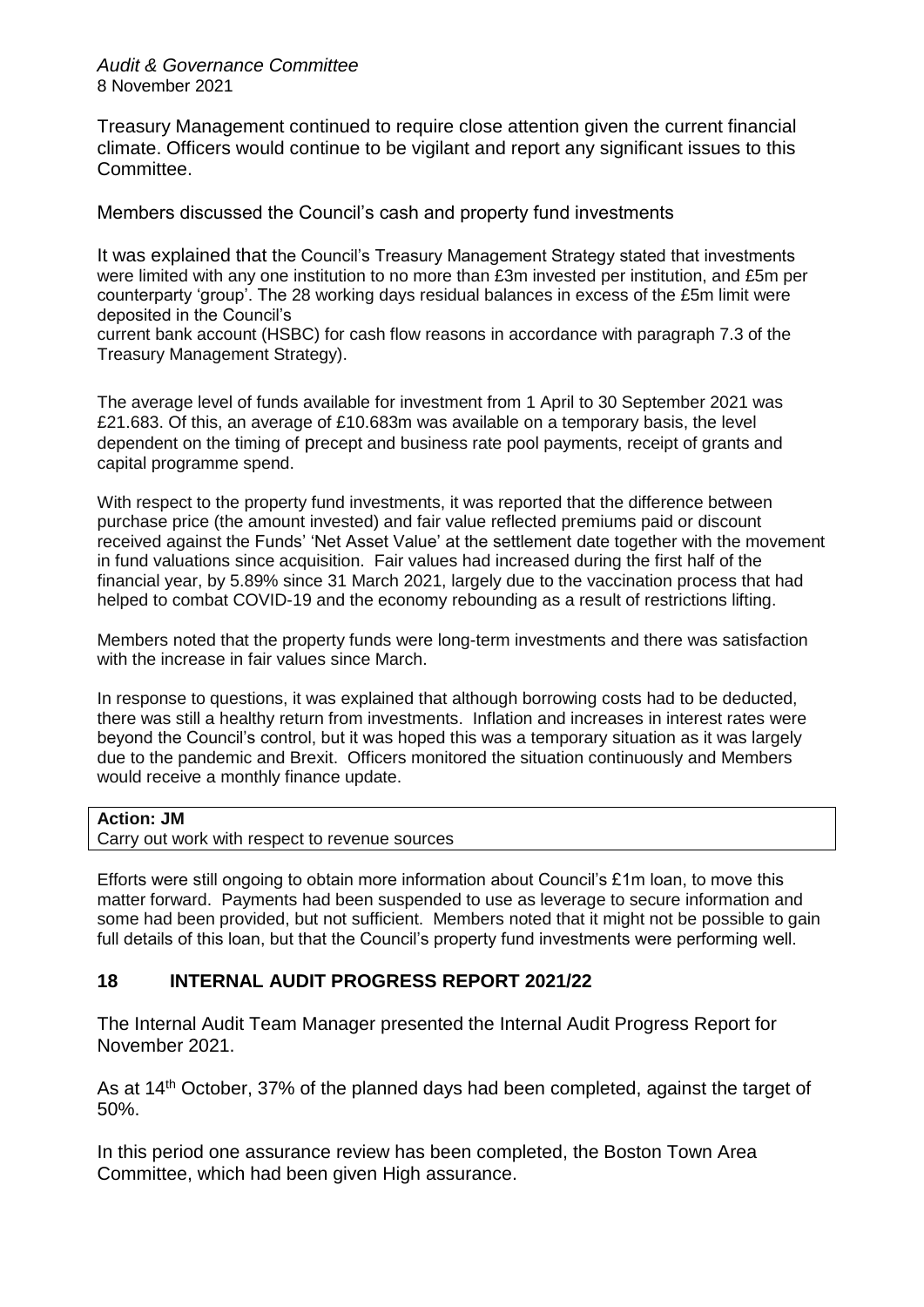Treasury Management continued to require close attention given the current financial climate. Officers would continue to be vigilant and report any significant issues to this Committee.

Members discussed the Council's cash and property fund investments

It was explained that the Council's Treasury Management Strategy stated that investments were limited with any one institution to no more than £3m invested per institution, and £5m per counterparty 'group'. The 28 working days residual balances in excess of the £5m limit were deposited in the Council's
current bank account (HSBC) for cash flow reasons in accordance with paragraph 7.3 of the Treasury Management Strategy).

The average level of funds available for investment from 1 April to 30 September 2021 was £21.683. Of this, an average of £10.683m was available on a temporary basis, the level dependent on the timing of precept and business rate pool payments, receipt of grants and capital programme spend.

With respect to the property fund investments, it was reported that the difference between purchase price (the amount invested) and fair value reflected premiums paid or discount received against the Funds' 'Net Asset Value' at the settlement date together with the movement in fund valuations since acquisition. Fair values had increased during the first half of the financial year, by 5.89% since 31 March 2021, largely due to the vaccination process that had helped to combat COVID-19 and the economy rebounding as a result of restrictions lifting.

Members noted that the property funds were long-term investments and there was satisfaction with the increase in fair values since March.

In response to questions, it was explained that although borrowing costs had to be deducted, there was still a healthy return from investments. Inflation and increases in interest rates were beyond the Council's control, but it was hoped this was a temporary situation as it was largely due to the pandemic and Brexit. Officers monitored the situation continuously and Members would receive a monthly finance update.

| **Action: JM** |
|---|
| Carry out work with respect to revenue sources |

Efforts were still ongoing to obtain more information about Council's £1m loan, to move this matter forward. Payments had been suspended to use as leverage to secure information and some had been provided, but not sufficient. Members noted that it might not be possible to gain full details of this loan, but that the Council's property fund investments were performing well.

## 18 INTERNAL AUDIT PROGRESS REPORT 2021/22

The Internal Audit Team Manager presented the Internal Audit Progress Report for November 2021.

As at 14th October, 37% of the planned days had been completed, against the target of 50%.

In this period one assurance review has been completed, the Boston Town Area Committee, which had been given High assurance.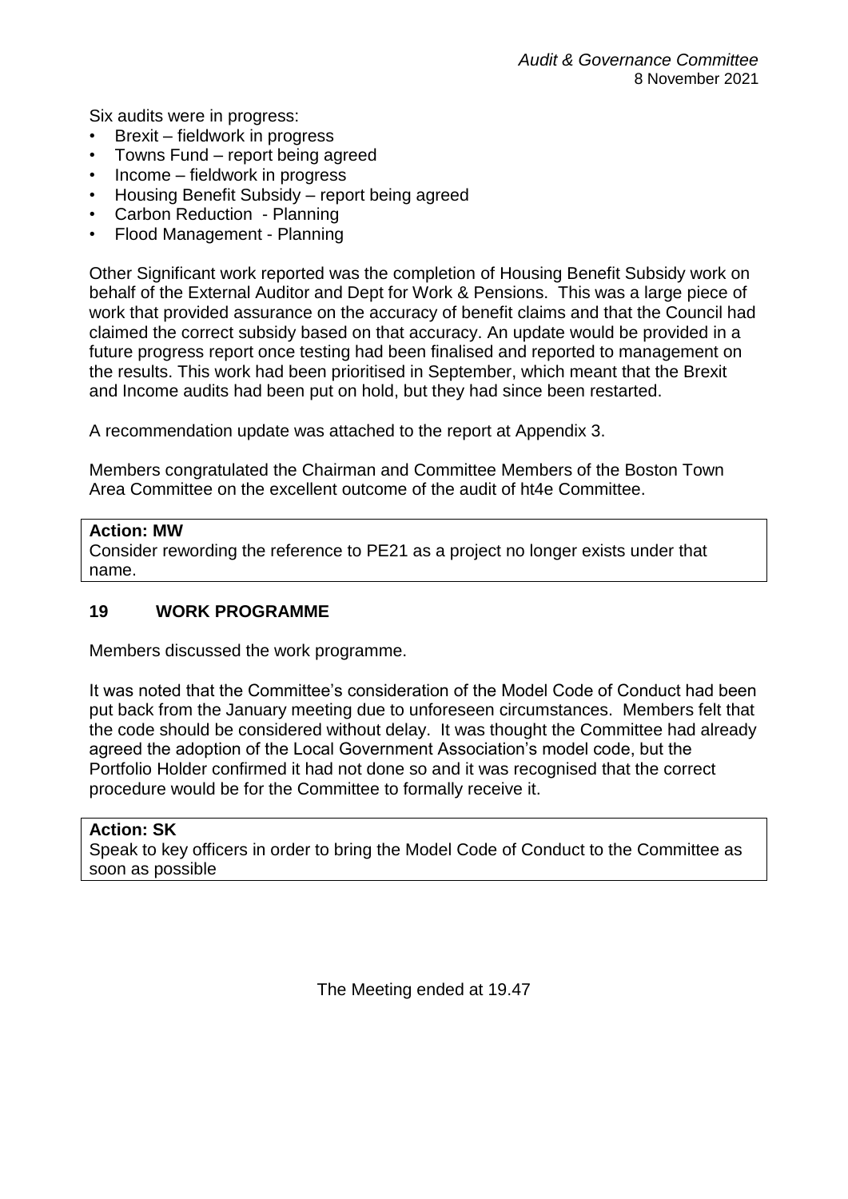Six audits were in progress:

- Brexit – fieldwork in progress
- Towns Fund – report being agreed
- Income – fieldwork in progress
- Housing Benefit Subsidy – report being agreed
- Carbon Reduction - Planning
- Flood Management - Planning

Other Significant work reported was the completion of Housing Benefit Subsidy work on behalf of the External Auditor and Dept for Work & Pensions. This was a large piece of work that provided assurance on the accuracy of benefit claims and that the Council had claimed the correct subsidy based on that accuracy. An update would be provided in a future progress report once testing had been finalised and reported to management on the results. This work had been prioritised in September, which meant that the Brexit and Income audits had been put on hold, but they had since been restarted.

A recommendation update was attached to the report at Appendix 3.

Members congratulated the Chairman and Committee Members of the Boston Town Area Committee on the excellent outcome of the audit of ht4e Committee.

**Action: MW**
Consider rewording the reference to PE21 as a project no longer exists under that name.

## 19 WORK PROGRAMME

Members discussed the work programme.

It was noted that the Committee's consideration of the Model Code of Conduct had been put back from the January meeting due to unforeseen circumstances. Members felt that the code should be considered without delay. It was thought the Committee had already agreed the adoption of the Local Government Association's model code, but the Portfolio Holder confirmed it had not done so and it was recognised that the correct procedure would be for the Committee to formally receive it.

**Action: SK**
Speak to key officers in order to bring the Model Code of Conduct to the Committee as soon as possible

The Meeting ended at 19.47